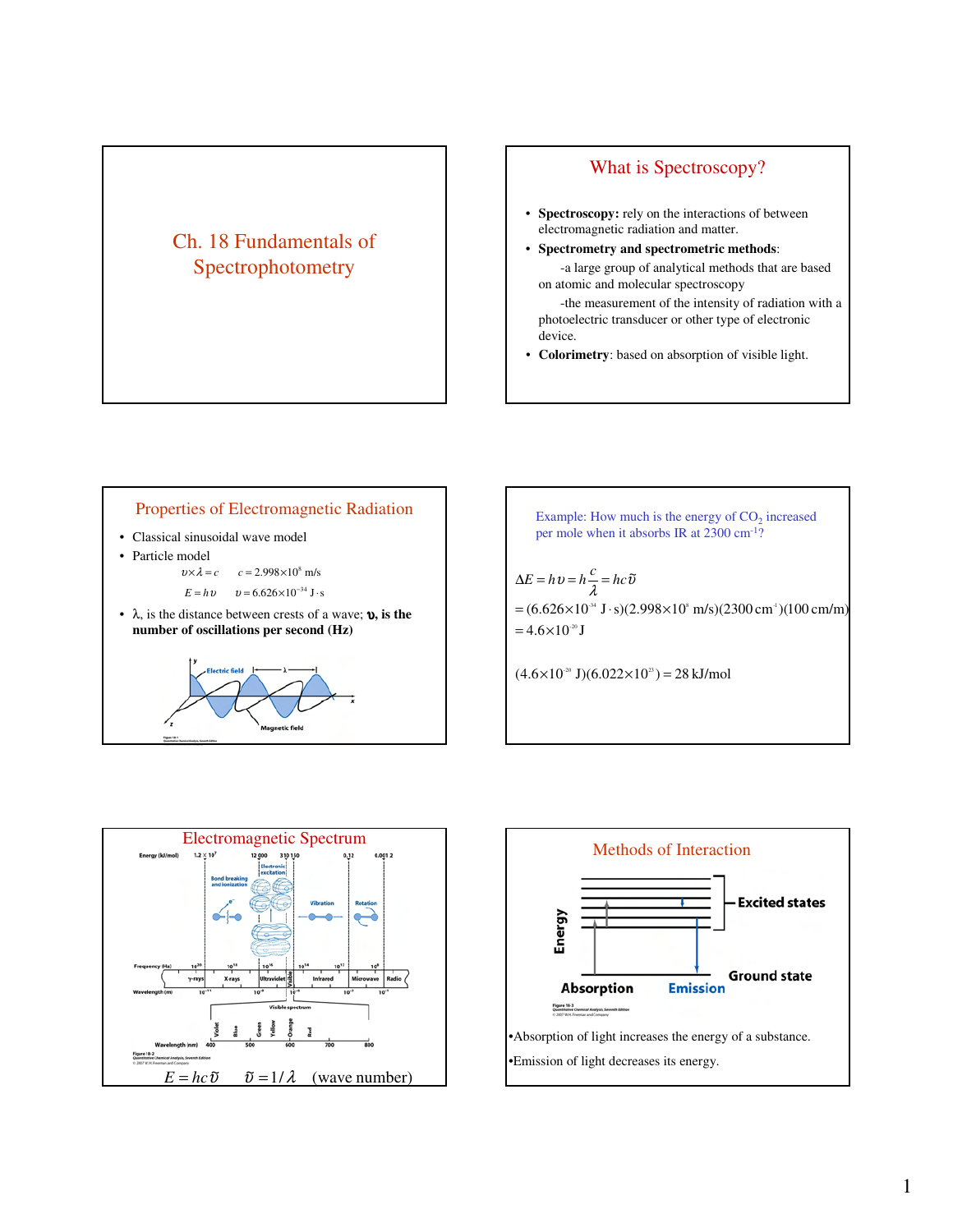# Ch. 18 Fundamentals of Spectrophotometry

## What is Spectroscopy?

- **Spectroscopy:** rely on the interactions of between electromagnetic radiation and matter.
- **Spectrometry and spectrometric methods**:
  - -a large group of analytical methods that are based on atomic and molecular spectroscopy
  - -the measurement of the intensity of radiation with a photoelectric transducer or other type of electronic device.
- **Colorimetry**: based on absorption of visible light.

## Properties of Electromagnetic Radiation

- Classical sinusoidal wave model
- Particle model

$$\upsilon \times \lambda = c \qquad c = 2.998\times10^{8} \text{ m/s}$$

$$E = h\upsilon \qquad \upsilon = 6.626\times10^{-34} \text{ J}\cdot\text{s}$$

- λ, is the distance between crests of a wave; **υ, is the number of oscillations per second (Hz)**

Electric field, λ, Magnetic field, y, x, z

Figure 18-1 Quantitative Chemical Analysis, Seventh Edition

## Example: How much is the energy of $CO_2$ increased per mole when it absorbs IR at 2300 $cm^{-1}$?

$$\Delta E = h\upsilon = h\frac{c}{\lambda} = hc\tilde{\upsilon}$$

$$= (6.626\times10^{-34} \text{ J}\cdot\text{s})(2.998\times10^{8} \text{ m/s})(2300 \text{ cm}^{-1})(100 \text{ cm/m})$$

$$= 4.6\times10^{-20} \text{ J}$$

$$(4.6\times10^{-20} \text{ J})(6.022\times10^{23}) = 28 \text{ kJ/mol}$$

## Electromagnetic Spectrum

Energy (kJ/mol): $1.2\times10^{7}$, 12 000, 310, 150, 0.12, 0.001 2

Bond breaking and ionization; Electronic excitation; Vibration; Rotation

Frequency (Hz): $10^{20}$, $10^{18}$, $10^{16}$, $10^{14}$, $10^{12}$, $10^{9}$

γ-rays, X-rays, Ultraviolet, Visible, Infrared, Microwave, Radio

Wavelength (m): $10^{-11}$, $10^{-9}$, $10^{-6}$, $10^{-3}$, $10^{-1}$

Visible spectrum: Violet, Blue, Green, Yellow, Orange, Red

Wavelength (nm): 400, 500, 600, 700, 800

Figure 18-2 Quantitative Chemical Analysis, Seventh Edition © 2007 W.H.Freeman and Company

$$E = hc\tilde{\upsilon} \qquad \tilde{\upsilon} = 1/\lambda \quad \text{(wave number)}$$

## Methods of Interaction

Energy; Excited states; Ground state; Absorption; Emission

Figure 18-3 Quantitative Chemical Analysis, Seventh Edition © 2007 W.H.Freeman and Company

- Absorption of light increases the energy of a substance.
- Emission of light decreases its energy.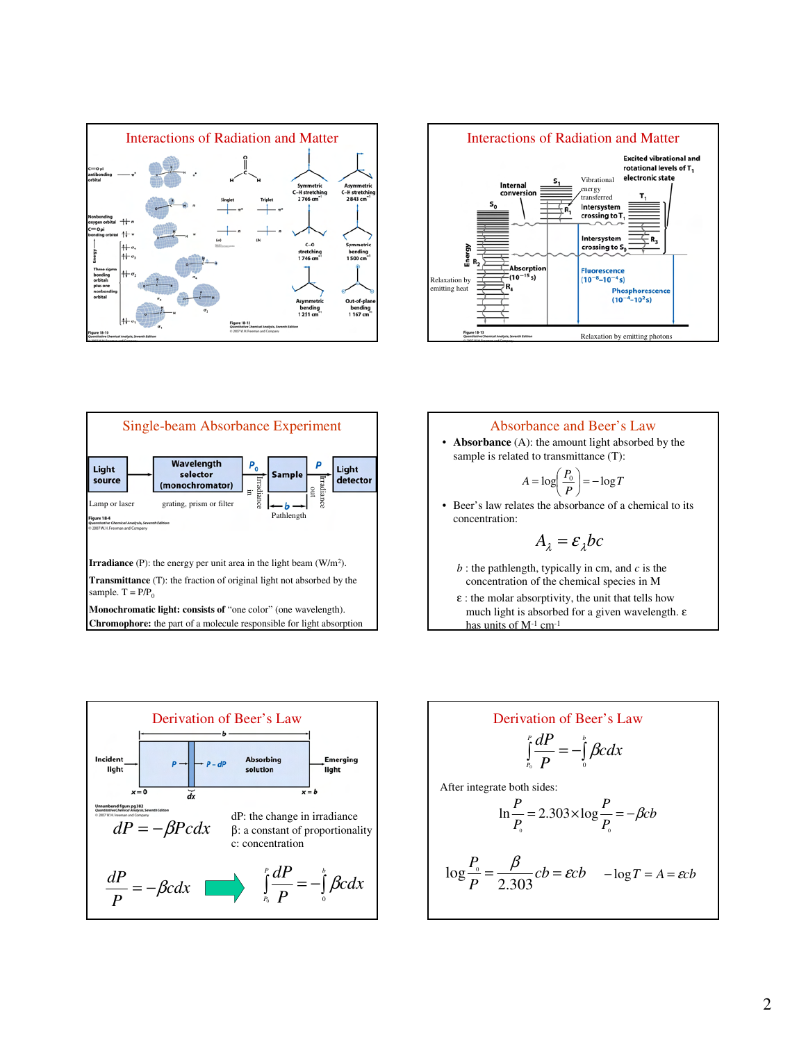## Interactions of Radiation and Matter

Figure 18-13 Quantitative Chemical Analysis, Seventh Edition

Figure 18-12 Quantitative Chemical Analysis, Seventh Edition © 2007 W. H. Freeman and Company

## Interactions of Radiation and Matter

Relaxation by emitting heat

Relaxation by emitting photons

Figure 18-13 Quantitative Chemical Analysis, Seventh Edition

## Single-beam Absorbance Experiment

Lamp or laser — grating, prism or filter — Pathlength

Figure 18-4 Quantitative Chemical Analysis, Seventh Edition © 2007 W. H. Freeman and Company

**Irradiance** (P): the energy per unit area in the light beam (W/m$^2$).

**Transmittance** (T): the fraction of original light not absorbed by the sample. $T = P/P_0$

**Monochromatic light: consists of** "one color" (one wavelength).

**Chromophore:** the part of a molecule responsible for light absorption

## Absorbance and Beer's Law

- **Absorbance** (A): the amount light absorbed by the sample is related to transmittance (T):

$$A = \log\left(\frac{P_0}{P}\right) = -\log T$$

- Beer's law relates the absorbance of a chemical to its concentration:

$$A_\lambda = \varepsilon_\lambda bc$$

$b$ : the pathlength, typically in cm, and $c$ is the concentration of the chemical species in M

ε : the molar absorptivity, the unit that tells how much light is absorbed for a given wavelength. ε has units of M$^{-1}$ cm$^{-1}$

## Derivation of Beer's Law

Unnumbered figure pg 382 Quantitative Chemical Analysis, Seventh Edition © 2007 W. H. Freeman and Company

$$dP = -\beta P c dx$$

dP: the change in irradiance
β: a constant of proportionality
c: concentration

$$\frac{dP}{P} = -\beta c dx \quad \Rightarrow \quad \int_{P_0}^{P}\frac{dP}{P} = -\int_0^b \beta c dx$$

## Derivation of Beer's Law

$$\int_{P_0}^{P}\frac{dP}{P} = -\int_0^b \beta c dx$$

After integrate both sides:

$$\ln\frac{P}{P_0} = 2.303 \times \log\frac{P}{P_0} = -\beta c b$$

$$\log\frac{P_0}{P} = \frac{\beta}{2.303} cb = \varepsilon cb \qquad -\log T = A = \varepsilon cb$$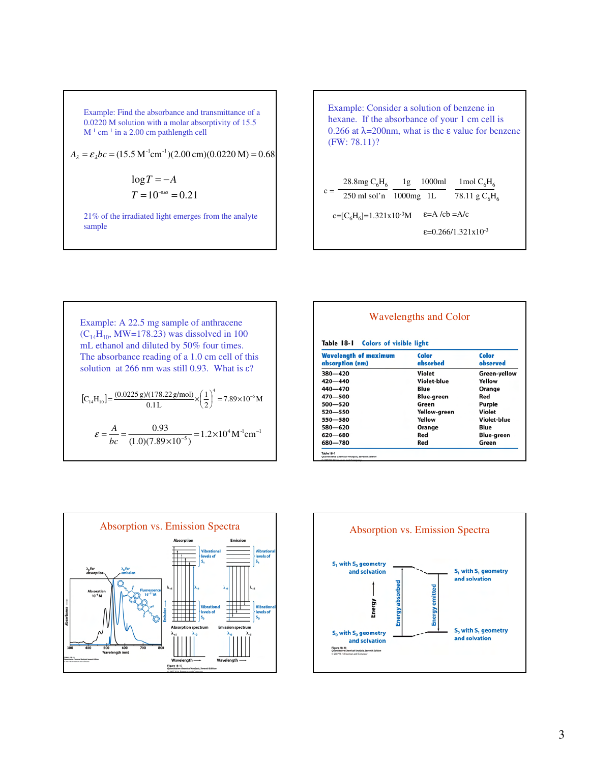Example: Find the absorbance and transmittance of a 0.0220 M solution with a molar absorptivity of 15.5 $M^{-1}$ $cm^{-1}$ in a 2.00 cm pathlength cell

$$A_\lambda = \varepsilon_\lambda bc = (15.5\ M^{-1}cm^{-1})(2.00\ cm)(0.0220\ M) = 0.68$$

$$\log T = -A$$

$$T = 10^{-0.68} = 0.21$$

21% of the irradiated light emerges from the analyte sample

Example: Consider a solution of benzene in hexane. If the absorbance of your 1 cm cell is 0.266 at $\lambda$=200nm, what is the $\varepsilon$ value for benzene (FW: 78.11)?

$$c = \frac{28.8\text{mg } C_6H_6}{250 \text{ ml sol'n}} \cdot \frac{1\text{g}}{1000\text{mg}} \cdot \frac{1000\text{ml}}{1\text{L}} \cdot \frac{1\text{mol } C_6H_6}{78.11 \text{ g } C_6H_6}$$

$c=[C_6H_6]=1.321\times10^{-3}$M $\quad \varepsilon=A/cb=A/c$

$\varepsilon=0.266/1.321\times10^{-3}$

Example: A 22.5 mg sample of anthracene ($C_{14}H_{10}$, MW=178.23) was dissolved in 100 mL ethanol and diluted by 50% four times. The absorbance reading of a 1.0 cm cell of this solution at 266 nm was still 0.93. What is $\varepsilon$?

$$[C_{14}H_{10}] = \frac{(0.0225\text{ g})/(178.22\text{ g/mol})}{0.1\text{ L}} \times \left(\frac{1}{2}\right)^4 = 7.89\times10^{-5}\text{M}$$

$$\varepsilon = \frac{A}{bc} = \frac{0.93}{(1.0)(7.89\times10^{-5})} = 1.2\times10^4\ M^{-1}cm^{-1}$$

## Wavelengths and Color

**Table 18-1 Colors of visible light**

| Wavelength of maximum absorption (nm) | Color absorbed | Color observed |
|---|---|---|
| 380—420 | Violet | Green-yellow |
| 420—440 | Violet-blue | Yellow |
| 440—470 | Blue | Orange |
| 470—500 | Blue-green | Red |
| 500—520 | Green | Purple |
| 520—550 | Yellow-green | Violet |
| 550—580 | Yellow | Violet-blue |
| 580—620 | Orange | Blue |
| 620—680 | Red | Blue-green |
| 680—780 | Red | Green |

## Absorption vs. Emission Spectra

## Absorption vs. Emission Spectra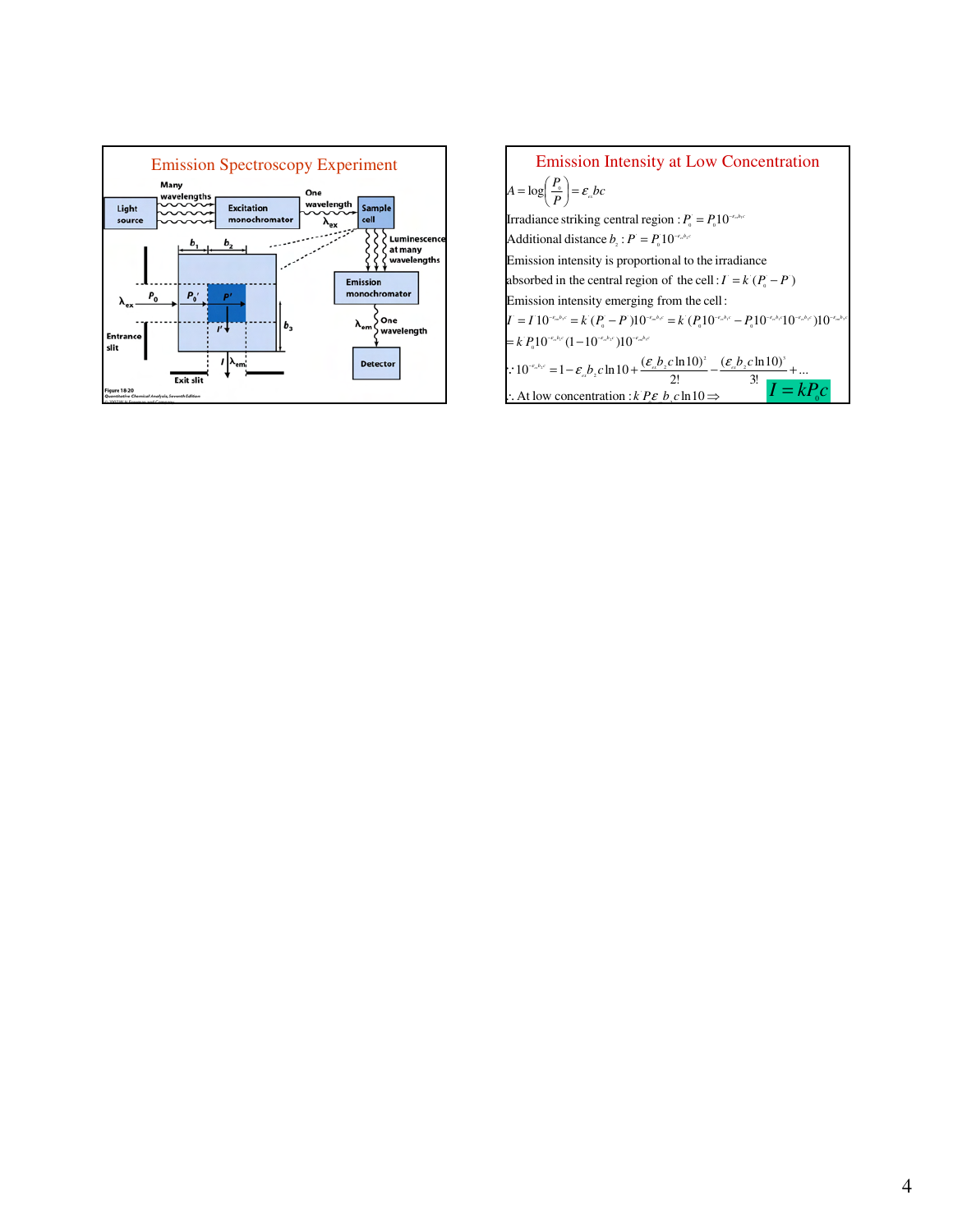# Emission Spectroscopy Experiment

Many wavelengths

Light source

Excitation monochromator

One wavelength

$\lambda_{ex}$

Sample cell

Luminescence at many wavelengths

Emission monochromator

$\lambda_{em}$

One wavelength

Detector

$b_1$ $b_2$ $b_3$

$\lambda_{ex}$ $P_0$ $P_0'$ $P'$ $I'$ $I$ $\lambda_{em}$

Entrance slit

Exit slit

Figure 18-20
Quantitative Chemical Analysis, Seventh Edition

# Emission Intensity at Low Concentration

$$A = \log\left(\frac{P_0}{P}\right) = \varepsilon_{ex} bc$$

Irradiance striking central region : $P_0' = P_0 10^{-\varepsilon_{ex} b_1 c}$

Additional distance $b_2$ : $P' = P_0' 10^{-\varepsilon_{ex} b_2 c}$

Emission intensity is proportional to the irradiance absorbed in the central region of the cell : $I' = k'(P_0' - P')$

Emission intensity emerging from the cell :

$$I = I' 10^{-\varepsilon_{em} b_3 c} = k'(P_0' - P')10^{-\varepsilon_{em} b_3 c} = k'(P_0 10^{-\varepsilon_{ex} b_1 c} - P_0 10^{-\varepsilon_{ex} b_1 c} 10^{-\varepsilon_{ex} b_2 c})10^{-\varepsilon_{em} b_3 c}$$

$$= k' P_0 10^{-\varepsilon_{ex} b_1 c}(1 - 10^{-\varepsilon_{ex} b_2 c})10^{-\varepsilon_{em} b_3 c}$$

$$\because 10^{-\varepsilon_{ex} b_2 c} = 1 - \varepsilon_{ex} b_2 c \ln 10 + \frac{(\varepsilon_{ex} b_2 c \ln 10)^2}{2!} - \frac{(\varepsilon_{ex} b_2 c \ln 10)^3}{3!} + \ldots$$

$\therefore$ At low concentration : $k' P_0 \varepsilon_{ex} b_2 c \ln 10 \Rightarrow$ $I = kP_0 c$